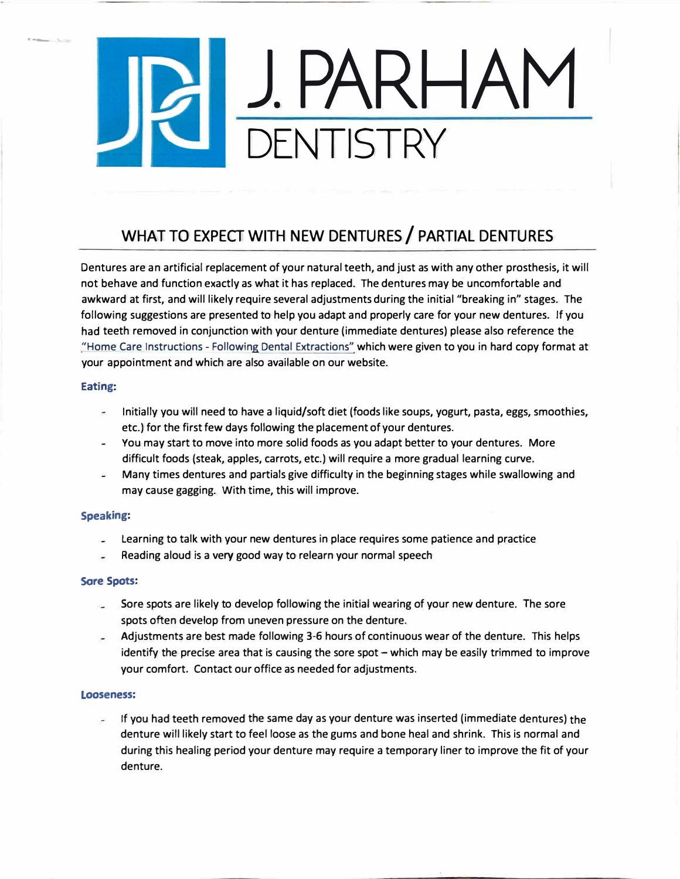# J. PARHAM DENTISTRY

## WHAT TO EXPECT WITH NEW DENTURES / PARTIAL DENTURES

Dentures are an artificial replacement of your natural teeth, and just as with any other prosthesis, it will not behave and function exactly as what it has replaced. The dentures may be uncomfortable and awkward at first, and will likely require several adjustments during the initial "breaking in" stages. The following suggestions are presented to help you adapt and properly care for your new dentures. If you had teeth removed in conjunction with your denture (immediate dentures) please also reference the "Home Care Instructions - Following Dental Extractions" which were given to you in hard copy format at your appointment and which are also available on our website.

### Eating:

- Initially you will need to have a liquid/soft diet (foods like soups, yogurt, pasta, eggs, smoothies, etc.) for the first few days following the placement of your dentures.
- You may start to move into more solid foods as you adapt better to your dentures. More difficult foods (steak, apples, carrots, etc.) will require a more gradual learning curve.
- Many times dentures and partials give difficulty in the beginning stages while swallowing and may cause gagging. With time, this will improve.

### Speaking:

- Learning to talk with your new dentures in place requires some patience and practice
- Reading aloud is a very good way to relearn your normal speech

### Sore Spots:

- Sore spots are likely to develop following the initial wearing of your new denture. The sore spots often develop from uneven pressure on the denture.
- Adjustments are best made following 3-6 hours of continuous wear of the denture. This helps identify the precise area that is causing the sore spot – which may be easily trimmed to improve your comfort. Contact our office as needed for adjustments.

### Looseness:

- If you had teeth removed the same day as your denture was inserted (immediate dentures) the denture will likely start to feel loose as the gums and bone heal and shrink. This is normal and during this healing period your denture may require a temporary liner to improve the fit of your denture.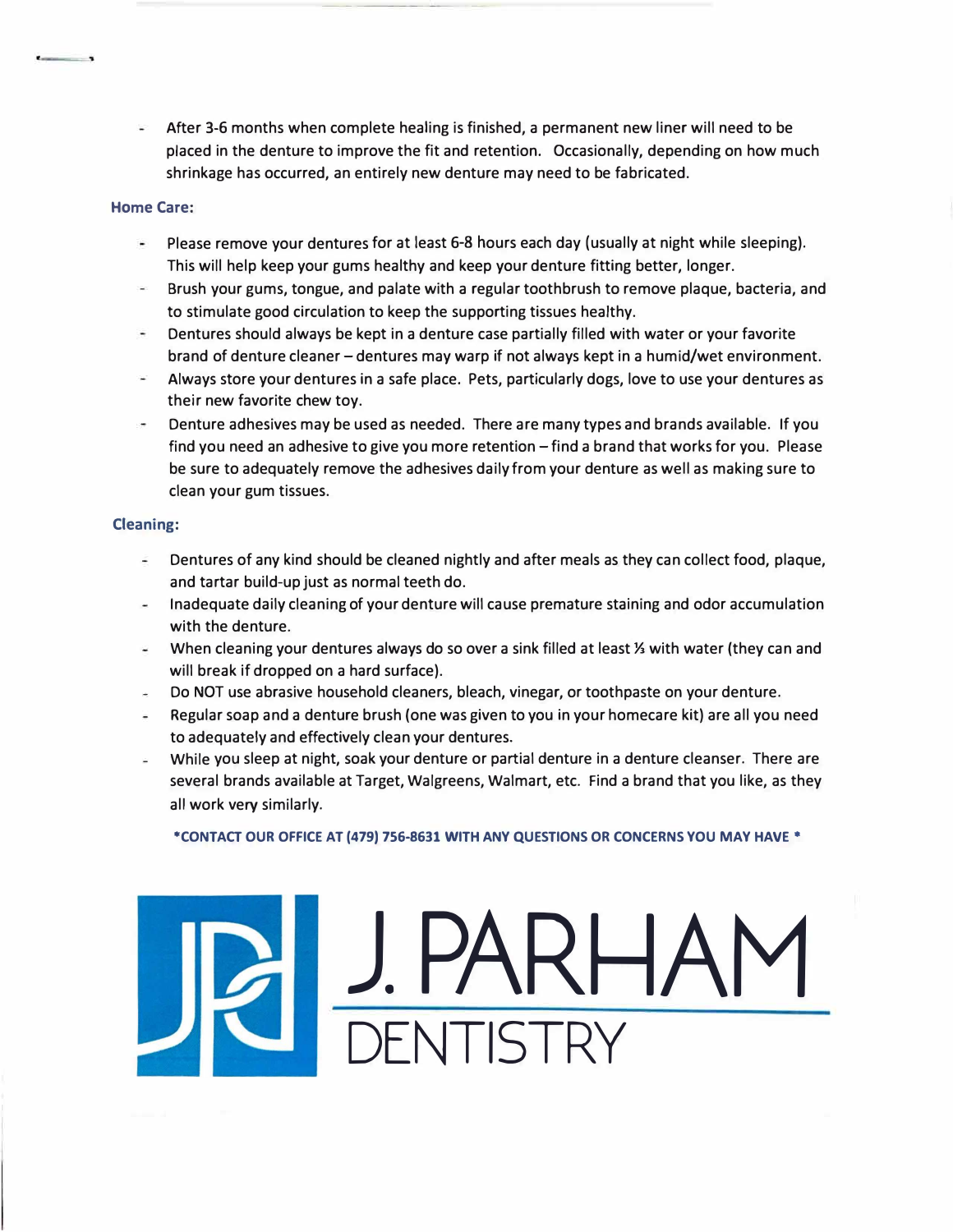- After 3-6 months when complete healing is finished, a permanent new liner will need to be placed in the denture to improve the fit and retention. Occasionally, depending on how much shrinkage has occurred, an entirely new denture may need to be fabricated.

### Home Care:

- Please remove your dentures for at least 6-8 hours each day (usually at night while sleeping). This will help keep your gums healthy and keep your denture fitting better, longer.
- Brush your gums, tongue, and palate with a regular toothbrush to remove plaque, bacteria, and to stimulate good circulation to keep the supporting tissues healthy.
- Dentures should always be kept in a denture case partially filled with water or your favorite brand of denture cleaner – dentures may warp if not always kept in a humid/wet environment.
- Always store your dentures in a safe place. Pets, particularly dogs, love to use your dentures as their new favorite chew toy.
- Denture adhesives may be used as needed. There are many types and brands available. If you find you need an adhesive to give you more retention – find a brand that works for you. Please be sure to adequately remove the adhesives daily from your denture as well as making sure to clean your gum tissues.

### Cleaning:

- Dentures of any kind should be cleaned nightly and after meals as they can collect food, plaque, and tartar build-up just as normal teeth do.
- Inadequate daily cleaning of your denture will cause premature staining and odor accumulation with the denture.
- When cleaning your dentures always do so over a sink filled at least ⅓ with water (they can and will break if dropped on a hard surface).
- Do NOT use abrasive household cleaners, bleach, vinegar, or toothpaste on your denture.
- Regular soap and a denture brush (one was given to you in your homecare kit) are all you need to adequately and effectively clean your dentures.
- While you sleep at night, soak your denture or partial denture in a denture cleanser. There are several brands available at Target, Walgreens, Walmart, etc. Find a brand that you like, as they all work very similarly.

**\*CONTACT OUR OFFICE AT (479) 756-8631 WITH ANY QUESTIONS OR CONCERNS YOU MAY HAVE \***

J. PARHAM DENTISTRY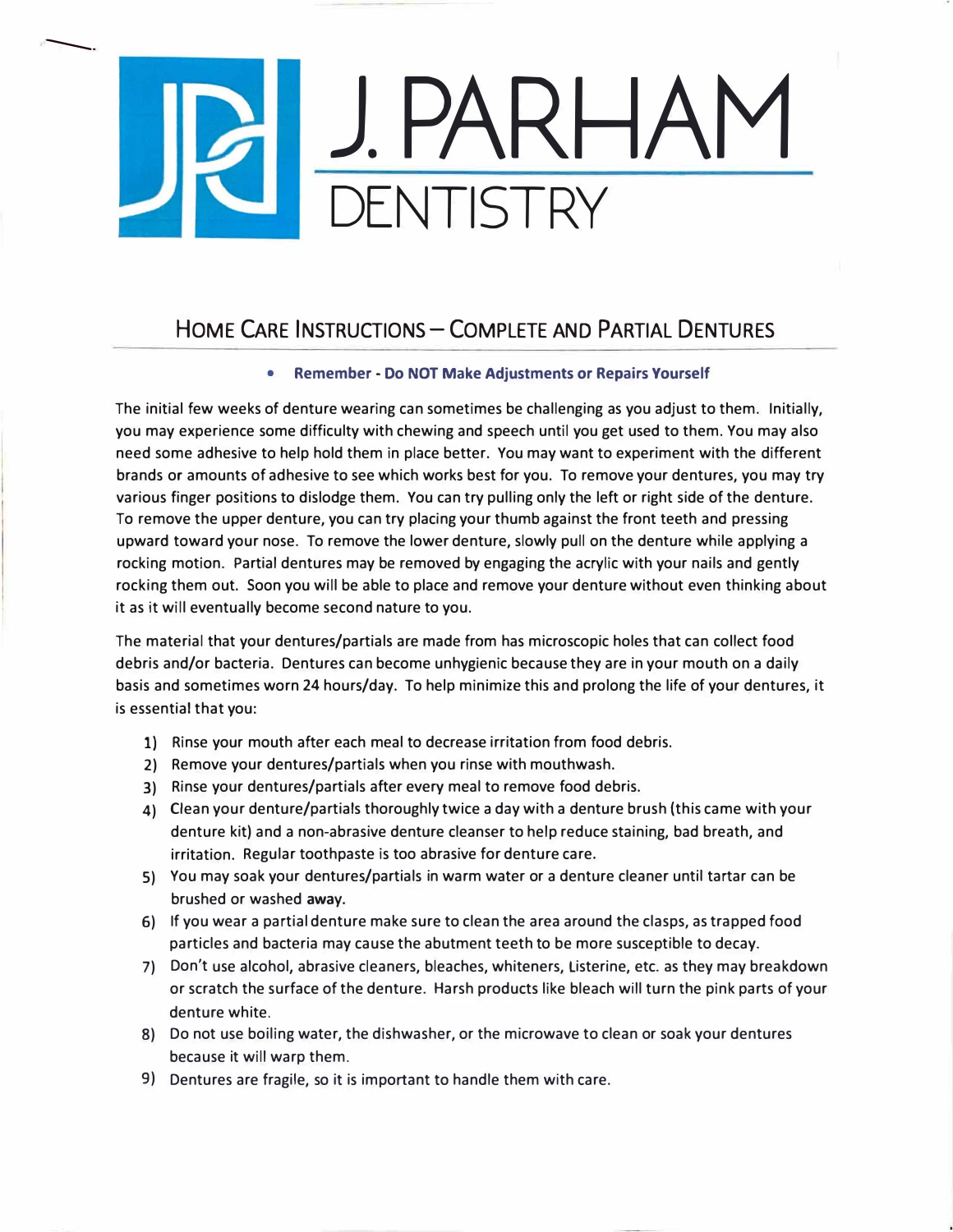# J. PARHAM DENTISTRY

## Home Care Instructions – Complete and Partial Dentures

- **Remember - Do NOT Make Adjustments or Repairs Yourself**

The initial few weeks of denture wearing can sometimes be challenging as you adjust to them. Initially, you may experience some difficulty with chewing and speech until you get used to them. You may also need some adhesive to help hold them in place better. You may want to experiment with the different brands or amounts of adhesive to see which works best for you. To remove your dentures, you may try various finger positions to dislodge them. You can try pulling only the left or right side of the denture. To remove the upper denture, you can try placing your thumb against the front teeth and pressing upward toward your nose. To remove the lower denture, slowly pull on the denture while applying a rocking motion. Partial dentures may be removed by engaging the acrylic with your nails and gently rocking them out. Soon you will be able to place and remove your denture without even thinking about it as it will eventually become second nature to you.

The material that your dentures/partials are made from has microscopic holes that can collect food debris and/or bacteria. Dentures can become unhygienic because they are in your mouth on a daily basis and sometimes worn 24 hours/day. To help minimize this and prolong the life of your dentures, it is essential that you:

1) Rinse your mouth after each meal to decrease irritation from food debris.
2) Remove your dentures/partials when you rinse with mouthwash.
3) Rinse your dentures/partials after every meal to remove food debris.
4) Clean your denture/partials thoroughly twice a day with a denture brush (this came with your denture kit) and a non-abrasive denture cleanser to help reduce staining, bad breath, and irritation. Regular toothpaste is too abrasive for denture care.
5) You may soak your dentures/partials in warm water or a denture cleaner until tartar can be brushed or washed away.
6) If you wear a partial denture make sure to clean the area around the clasps, as trapped food particles and bacteria may cause the abutment teeth to be more susceptible to decay.
7) Don't use alcohol, abrasive cleaners, bleaches, whiteners, Listerine, etc. as they may breakdown or scratch the surface of the denture. Harsh products like bleach will turn the pink parts of your denture white.
8) Do not use boiling water, the dishwasher, or the microwave to clean or soak your dentures because it will warp them.
9) Dentures are fragile, so it is important to handle them with care.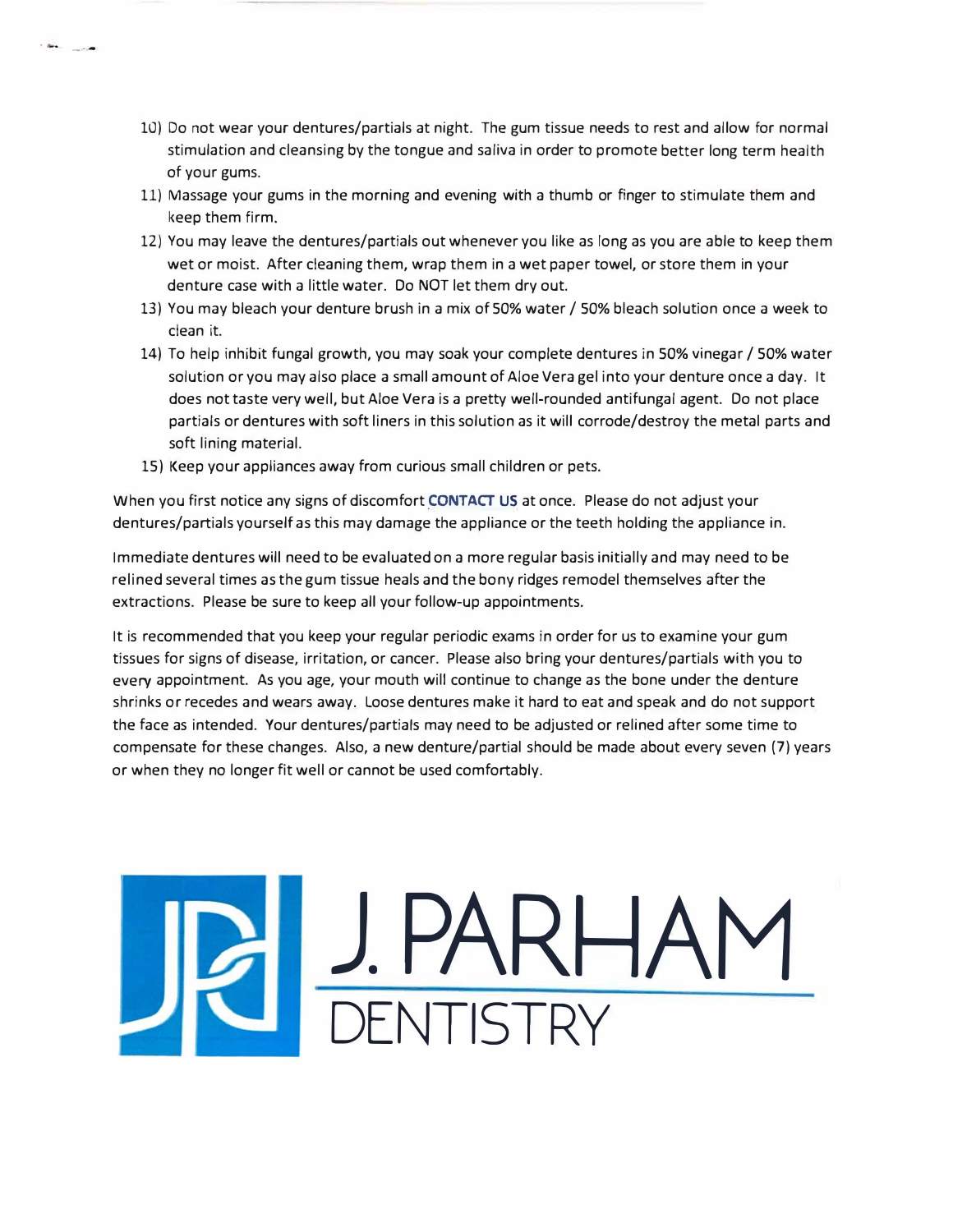10) Do not wear your dentures/partials at night. The gum tissue needs to rest and allow for normal stimulation and cleansing by the tongue and saliva in order to promote better long term health of your gums.
11) Massage your gums in the morning and evening with a thumb or finger to stimulate them and keep them firm.
12) You may leave the dentures/partials out whenever you like as long as you are able to keep them wet or moist. After cleaning them, wrap them in a wet paper towel, or store them in your denture case with a little water. Do NOT let them dry out.
13) You may bleach your denture brush in a mix of 50% water / 50% bleach solution once a week to clean it.
14) To help inhibit fungal growth, you may soak your complete dentures in 50% vinegar / 50% water solution or you may also place a small amount of Aloe Vera gel into your denture once a day. It does not taste very well, but Aloe Vera is a pretty well-rounded antifungal agent. Do not place partials or dentures with soft liners in this solution as it will corrode/destroy the metal parts and soft lining material.
15) Keep your appliances away from curious small children or pets.

When you first notice any signs of discomfort **CONTACT US** at once. Please do not adjust your dentures/partials yourself as this may damage the appliance or the teeth holding the appliance in.

Immediate dentures will need to be evaluated on a more regular basis initially and may need to be relined several times as the gum tissue heals and the bony ridges remodel themselves after the extractions. Please be sure to keep all your follow-up appointments.

It is recommended that you keep your regular periodic exams in order for us to examine your gum tissues for signs of disease, irritation, or cancer. Please also bring your dentures/partials with you to every appointment. As you age, your mouth will continue to change as the bone under the denture shrinks or recedes and wears away. Loose dentures make it hard to eat and speak and do not support the face as intended. Your dentures/partials may need to be adjusted or relined after some time to compensate for these changes. Also, a new denture/partial should be made about every seven (7) years or when they no longer fit well or cannot be used comfortably.

J. PARHAM DENTISTRY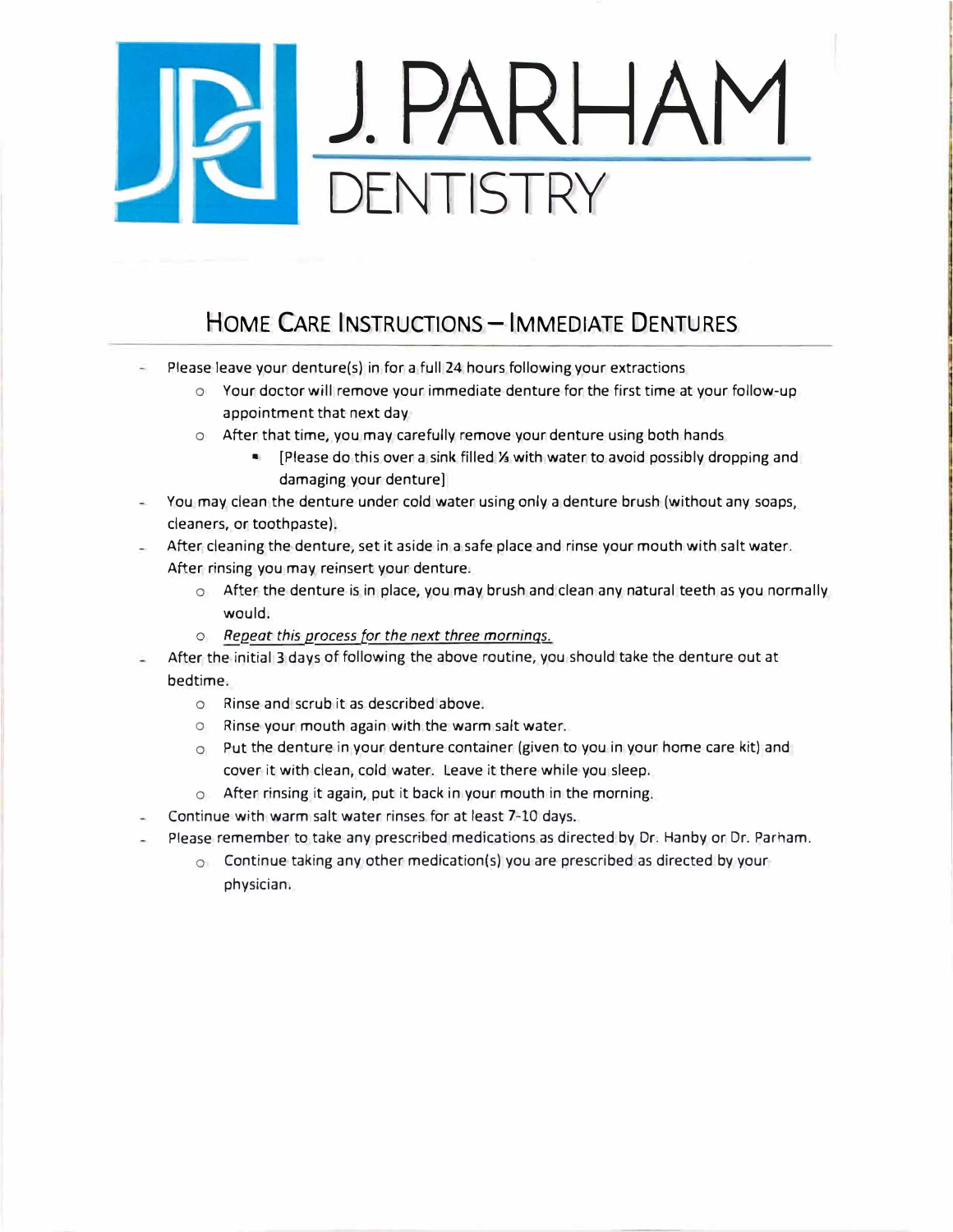# J. PARHAM DENTISTRY

## HOME CARE INSTRUCTIONS – IMMEDIATE DENTURES

- Please leave your denture(s) in for a full 24 hours following your extractions
  - Your doctor will remove your immediate denture for the first time at your follow-up appointment that next day
  - After that time, you may carefully remove your denture using both hands
    - [Please do this over a sink filled ½ with water to avoid possibly dropping and damaging your denture]
- You may clean the denture under cold water using only a denture brush (without any soaps, cleaners, or toothpaste).
- After cleaning the denture, set it aside in a safe place and rinse your mouth with salt water. After rinsing you may reinsert your denture.
  - After the denture is in place, you may brush and clean any natural teeth as you normally would.
  - *Repeat this process for the next three mornings.*
- After the initial 3 days of following the above routine, you should take the denture out at bedtime.
  - Rinse and scrub it as described above.
  - Rinse your mouth again with the warm salt water.
  - Put the denture in your denture container (given to you in your home care kit) and cover it with clean, cold water. Leave it there while you sleep.
  - After rinsing it again, put it back in your mouth in the morning.
- Continue with warm salt water rinses for at least 7-10 days.
- Please remember to take any prescribed medications as directed by Dr. Hanby or Dr. Parham.
  - Continue taking any other medication(s) you are prescribed as directed by your physician.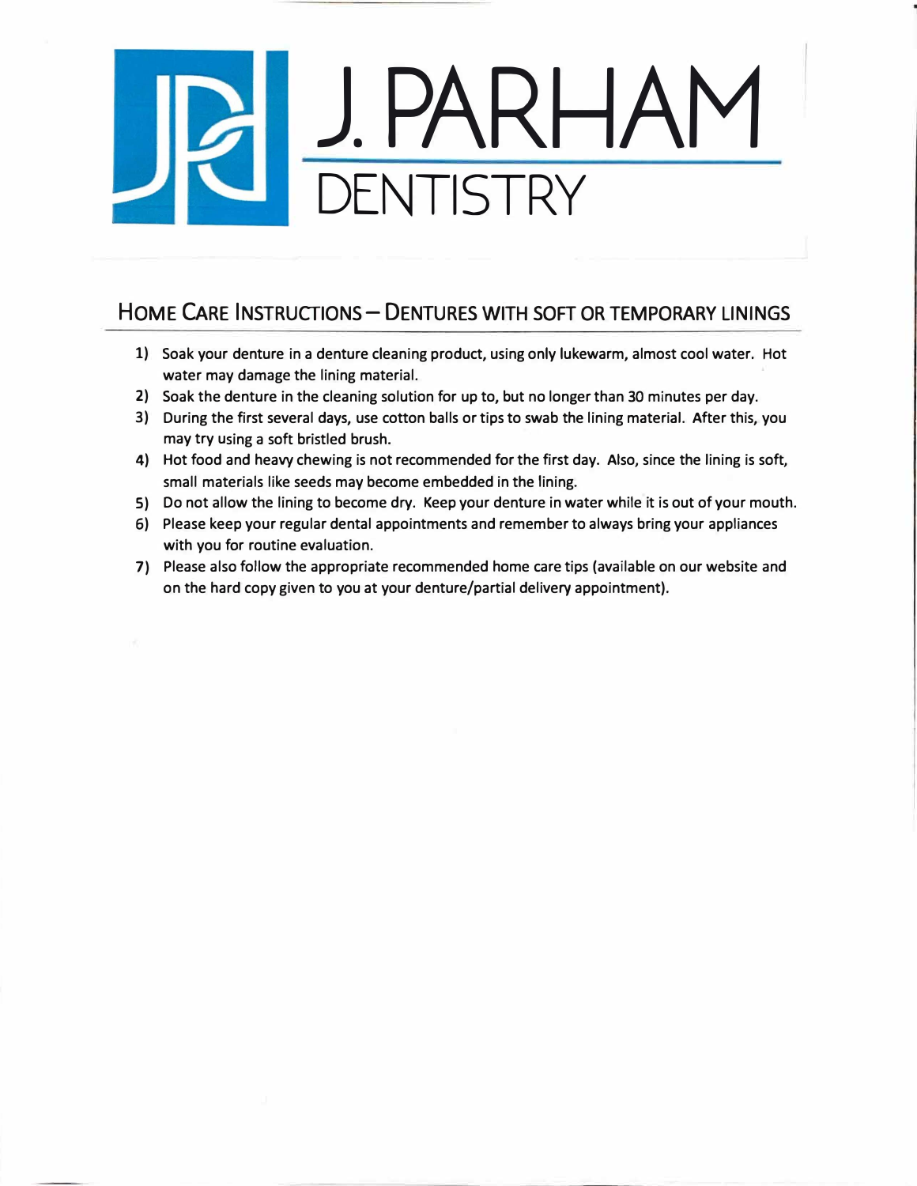# J. PARHAM DENTISTRY

## Home Care Instructions – Dentures with soft or temporary linings

1) Soak your denture in a denture cleaning product, using only lukewarm, almost cool water. Hot water may damage the lining material.
2) Soak the denture in the cleaning solution for up to, but no longer than 30 minutes per day.
3) During the first several days, use cotton balls or tips to swab the lining material. After this, you may try using a soft bristled brush.
4) Hot food and heavy chewing is not recommended for the first day. Also, since the lining is soft, small materials like seeds may become embedded in the lining.
5) Do not allow the lining to become dry. Keep your denture in water while it is out of your mouth.
6) Please keep your regular dental appointments and remember to always bring your appliances with you for routine evaluation.
7) Please also follow the appropriate recommended home care tips (available on our website and on the hard copy given to you at your denture/partial delivery appointment).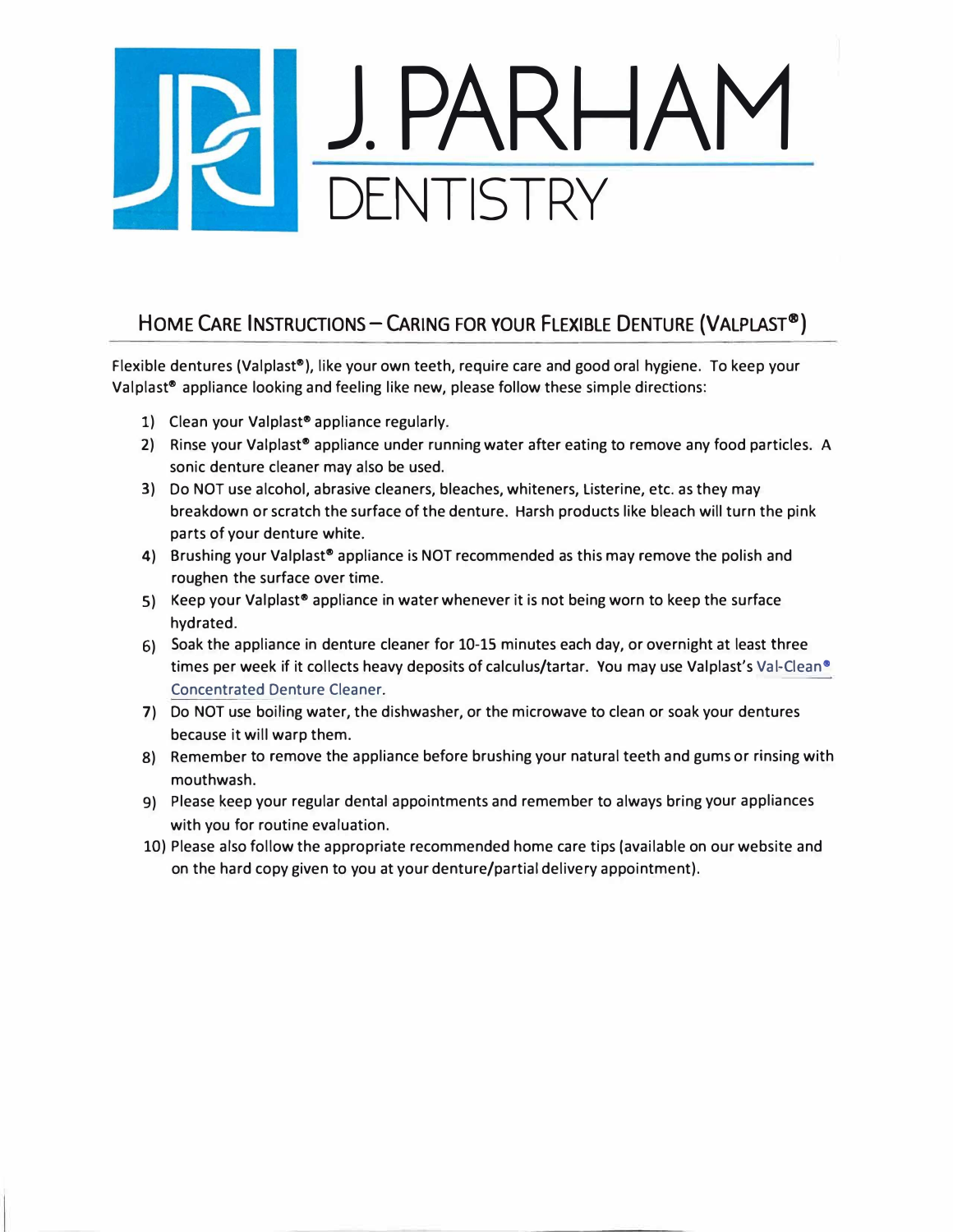# J. PARHAM DENTISTRY

## Home Care Instructions – Caring for your Flexible Denture (Valplast®)

Flexible dentures (Valplast®), like your own teeth, require care and good oral hygiene. To keep your Valplast® appliance looking and feeling like new, please follow these simple directions:

1) Clean your Valplast® appliance regularly.
2) Rinse your Valplast® appliance under running water after eating to remove any food particles. A sonic denture cleaner may also be used.
3) Do NOT use alcohol, abrasive cleaners, bleaches, whiteners, Listerine, etc. as they may breakdown or scratch the surface of the denture. Harsh products like bleach will turn the pink parts of your denture white.
4) Brushing your Valplast® appliance is NOT recommended as this may remove the polish and roughen the surface over time.
5) Keep your Valplast® appliance in water whenever it is not being worn to keep the surface hydrated.
6) Soak the appliance in denture cleaner for 10-15 minutes each day, or overnight at least three times per week if it collects heavy deposits of calculus/tartar. You may use Valplast's Val-Clean® Concentrated Denture Cleaner.
7) Do NOT use boiling water, the dishwasher, or the microwave to clean or soak your dentures because it will warp them.
8) Remember to remove the appliance before brushing your natural teeth and gums or rinsing with mouthwash.
9) Please keep your regular dental appointments and remember to always bring your appliances with you for routine evaluation.
10) Please also follow the appropriate recommended home care tips (available on our website and on the hard copy given to you at your denture/partial delivery appointment).